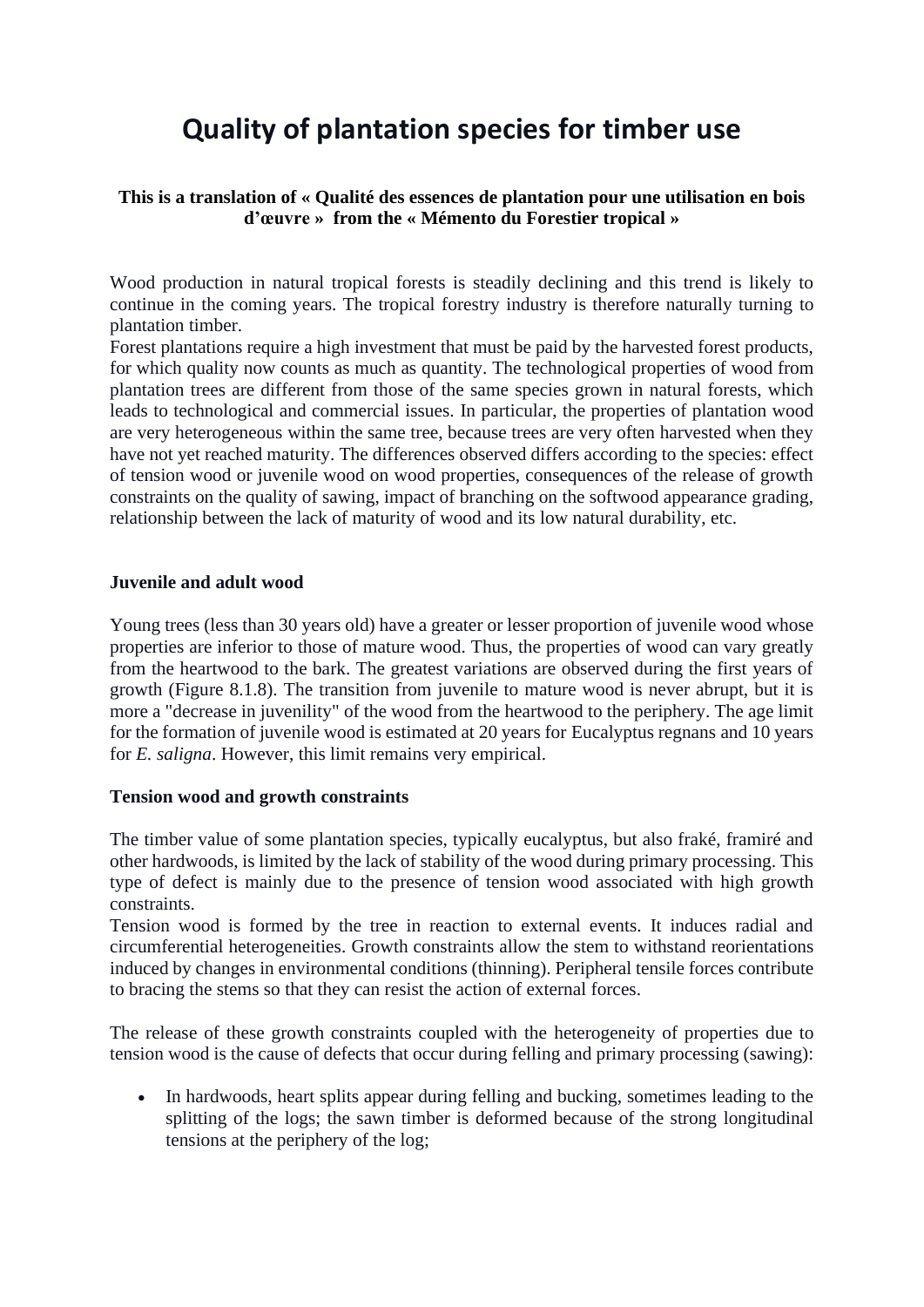# Quality of plantation species for timber use

**This is a translation of « Qualité des essences de plantation pour une utilisation en bois d'œuvre » from the « Mémento du Forestier tropical »**

Wood production in natural tropical forests is steadily declining and this trend is likely to continue in the coming years. The tropical forestry industry is therefore naturally turning to plantation timber.

Forest plantations require a high investment that must be paid by the harvested forest products, for which quality now counts as much as quantity. The technological properties of wood from plantation trees are different from those of the same species grown in natural forests, which leads to technological and commercial issues. In particular, the properties of plantation wood are very heterogeneous within the same tree, because trees are very often harvested when they have not yet reached maturity. The differences observed differs according to the species: effect of tension wood or juvenile wood on wood properties, consequences of the release of growth constraints on the quality of sawing, impact of branching on the softwood appearance grading, relationship between the lack of maturity of wood and its low natural durability, etc.

## Juvenile and adult wood

Young trees (less than 30 years old) have a greater or lesser proportion of juvenile wood whose properties are inferior to those of mature wood. Thus, the properties of wood can vary greatly from the heartwood to the bark. The greatest variations are observed during the first years of growth (Figure 8.1.8). The transition from juvenile to mature wood is never abrupt, but it is more a "decrease in juvenility" of the wood from the heartwood to the periphery. The age limit for the formation of juvenile wood is estimated at 20 years for Eucalyptus regnans and 10 years for *E. saligna*. However, this limit remains very empirical.

## Tension wood and growth constraints

The timber value of some plantation species, typically eucalyptus, but also fraké, framiré and other hardwoods, is limited by the lack of stability of the wood during primary processing. This type of defect is mainly due to the presence of tension wood associated with high growth constraints.

Tension wood is formed by the tree in reaction to external events. It induces radial and circumferential heterogeneities. Growth constraints allow the stem to withstand reorientations induced by changes in environmental conditions (thinning). Peripheral tensile forces contribute to bracing the stems so that they can resist the action of external forces.

The release of these growth constraints coupled with the heterogeneity of properties due to tension wood is the cause of defects that occur during felling and primary processing (sawing):

- In hardwoods, heart splits appear during felling and bucking, sometimes leading to the splitting of the logs; the sawn timber is deformed because of the strong longitudinal tensions at the periphery of the log;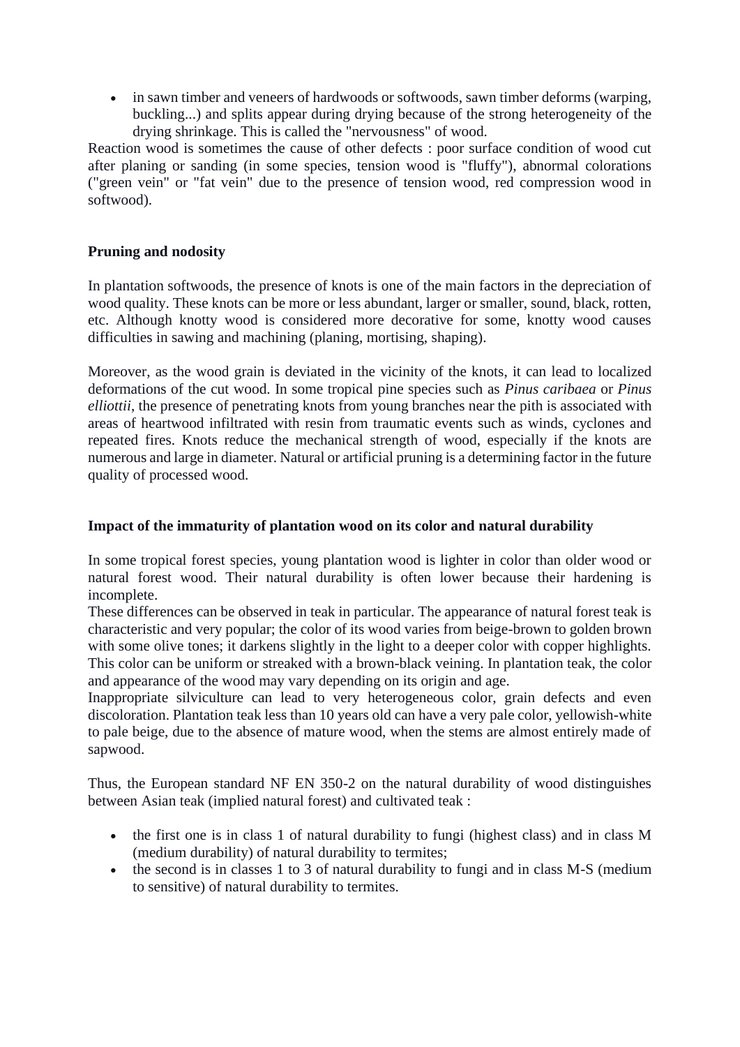- in sawn timber and veneers of hardwoods or softwoods, sawn timber deforms (warping, buckling...) and splits appear during drying because of the strong heterogeneity of the drying shrinkage. This is called the "nervousness" of wood.

Reaction wood is sometimes the cause of other defects : poor surface condition of wood cut after planing or sanding (in some species, tension wood is "fluffy"), abnormal colorations ("green vein" or "fat vein" due to the presence of tension wood, red compression wood in softwood).

**Pruning and nodosity**

In plantation softwoods, the presence of knots is one of the main factors in the depreciation of wood quality. These knots can be more or less abundant, larger or smaller, sound, black, rotten, etc. Although knotty wood is considered more decorative for some, knotty wood causes difficulties in sawing and machining (planing, mortising, shaping).

Moreover, as the wood grain is deviated in the vicinity of the knots, it can lead to localized deformations of the cut wood. In some tropical pine species such as *Pinus caribaea* or *Pinus elliottii*, the presence of penetrating knots from young branches near the pith is associated with areas of heartwood infiltrated with resin from traumatic events such as winds, cyclones and repeated fires. Knots reduce the mechanical strength of wood, especially if the knots are numerous and large in diameter. Natural or artificial pruning is a determining factor in the future quality of processed wood.

**Impact of the immaturity of plantation wood on its color and natural durability**

In some tropical forest species, young plantation wood is lighter in color than older wood or natural forest wood. Their natural durability is often lower because their hardening is incomplete.

These differences can be observed in teak in particular. The appearance of natural forest teak is characteristic and very popular; the color of its wood varies from beige-brown to golden brown with some olive tones; it darkens slightly in the light to a deeper color with copper highlights. This color can be uniform or streaked with a brown-black veining. In plantation teak, the color and appearance of the wood may vary depending on its origin and age.

Inappropriate silviculture can lead to very heterogeneous color, grain defects and even discoloration. Plantation teak less than 10 years old can have a very pale color, yellowish-white to pale beige, due to the absence of mature wood, when the stems are almost entirely made of sapwood.

Thus, the European standard NF EN 350-2 on the natural durability of wood distinguishes between Asian teak (implied natural forest) and cultivated teak :

- the first one is in class 1 of natural durability to fungi (highest class) and in class M (medium durability) of natural durability to termites;
- the second is in classes 1 to 3 of natural durability to fungi and in class M-S (medium to sensitive) of natural durability to termites.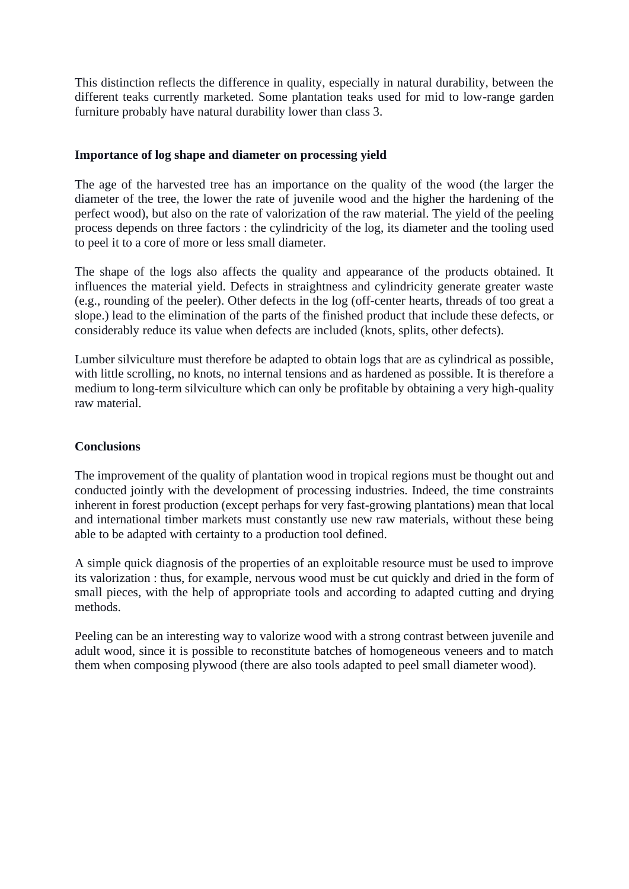This distinction reflects the difference in quality, especially in natural durability, between the different teaks currently marketed. Some plantation teaks used for mid to low-range garden furniture probably have natural durability lower than class 3.

**Importance of log shape and diameter on processing yield**

The age of the harvested tree has an importance on the quality of the wood (the larger the diameter of the tree, the lower the rate of juvenile wood and the higher the hardening of the perfect wood), but also on the rate of valorization of the raw material. The yield of the peeling process depends on three factors : the cylindricity of the log, its diameter and the tooling used to peel it to a core of more or less small diameter.

The shape of the logs also affects the quality and appearance of the products obtained. It influences the material yield. Defects in straightness and cylindricity generate greater waste (e.g., rounding of the peeler). Other defects in the log (off-center hearts, threads of too great a slope.) lead to the elimination of the parts of the finished product that include these defects, or considerably reduce its value when defects are included (knots, splits, other defects).

Lumber silviculture must therefore be adapted to obtain logs that are as cylindrical as possible, with little scrolling, no knots, no internal tensions and as hardened as possible. It is therefore a medium to long-term silviculture which can only be profitable by obtaining a very high-quality raw material.

**Conclusions**

The improvement of the quality of plantation wood in tropical regions must be thought out and conducted jointly with the development of processing industries. Indeed, the time constraints inherent in forest production (except perhaps for very fast-growing plantations) mean that local and international timber markets must constantly use new raw materials, without these being able to be adapted with certainty to a production tool defined.

A simple quick diagnosis of the properties of an exploitable resource must be used to improve its valorization : thus, for example, nervous wood must be cut quickly and dried in the form of small pieces, with the help of appropriate tools and according to adapted cutting and drying methods.

Peeling can be an interesting way to valorize wood with a strong contrast between juvenile and adult wood, since it is possible to reconstitute batches of homogeneous veneers and to match them when composing plywood (there are also tools adapted to peel small diameter wood).